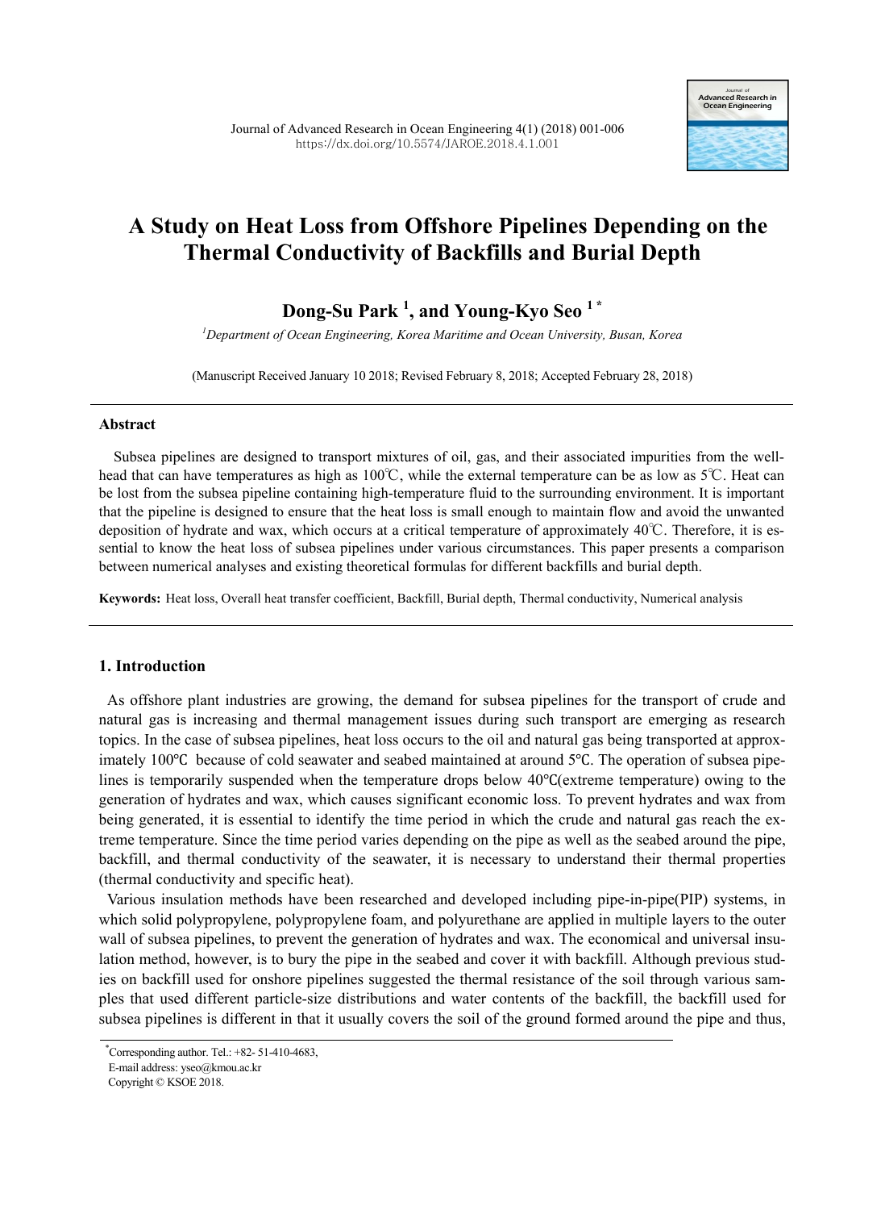# A Study on Heat Loss from Offshore Pipelines Depending on the Thermal Conductivity of Backfills and Burial Depth

**Dong-Su Park [1], and Young-Kyo Seo [1 *]**

[1]*Department of Ocean Engineering, Korea Maritime and Ocean University, Busan, Korea*

(Manuscript Received January 10 2018; Revised February 8, 2018; Accepted February 28, 2018)

---

## Abstract

Subsea pipelines are designed to transport mixtures of oil, gas, and their associated impurities from the wellhead that can have temperatures as high as 100℃, while the external temperature can be as low as 5℃. Heat can be lost from the subsea pipeline containing high-temperature fluid to the surrounding environment. It is important that the pipeline is designed to ensure that the heat loss is small enough to maintain flow and avoid the unwanted deposition of hydrate and wax, which occurs at a critical temperature of approximately 40℃. Therefore, it is essential to know the heat loss of subsea pipelines under various circumstances. This paper presents a comparison between numerical analyses and existing theoretical formulas for different backfills and burial depth.

**Keywords:** Heat loss, Overall heat transfer coefficient, Backfill, Burial depth, Thermal conductivity, Numerical analysis

---

## 1. Introduction

As offshore plant industries are growing, the demand for subsea pipelines for the transport of crude and natural gas is increasing and thermal management issues during such transport are emerging as research topics. In the case of subsea pipelines, heat loss occurs to the oil and natural gas being transported at approximately 100℃ because of cold seawater and seabed maintained at around 5℃. The operation of subsea pipelines is temporarily suspended when the temperature drops below 40℃(extreme temperature) owing to the generation of hydrates and wax, which causes significant economic loss. To prevent hydrates and wax from being generated, it is essential to identify the time period in which the crude and natural gas reach the extreme temperature. Since the time period varies depending on the pipe as well as the seabed around the pipe, backfill, and thermal conductivity of the seawater, it is necessary to understand their thermal properties (thermal conductivity and specific heat).

Various insulation methods have been researched and developed including pipe-in-pipe(PIP) systems, in which solid polypropylene, polypropylene foam, and polyurethane are applied in multiple layers to the outer wall of subsea pipelines, to prevent the generation of hydrates and wax. The economical and universal insulation method, however, is to bury the pipe in the seabed and cover it with backfill. Although previous studies on backfill used for onshore pipelines suggested the thermal resistance of the soil through various samples that used different particle-size distributions and water contents of the backfill, the backfill used for subsea pipelines is different in that it usually covers the soil of the ground formed around the pipe and thus,

---

*Corresponding author. Tel.: +82- 51-410-4683,
E-mail address: yseo@kmou.ac.kr
Copyright © KSOE 2018.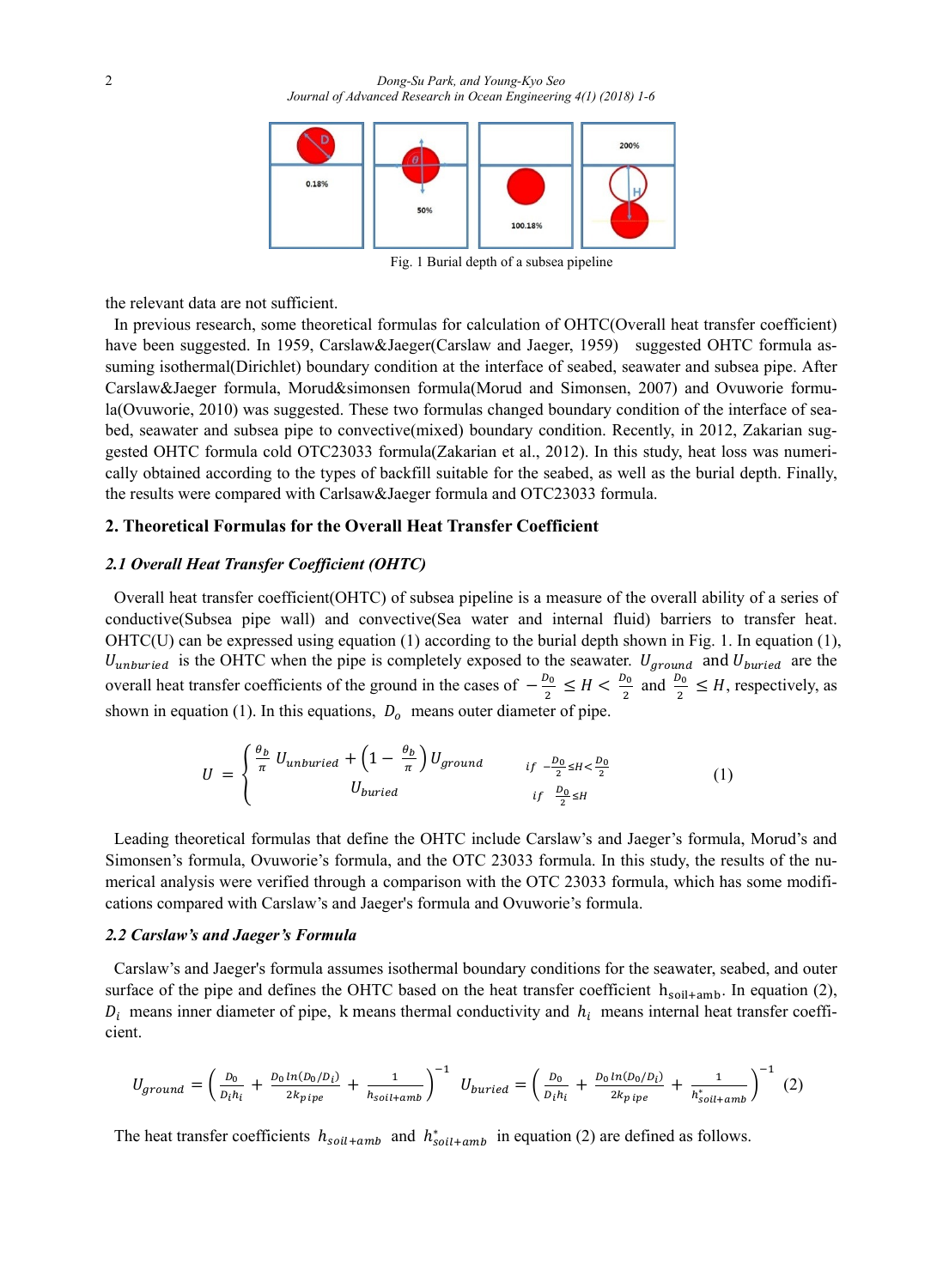Fig. 1 Burial depth of a subsea pipeline

the relevant data are not sufficient.

In previous research, some theoretical formulas for calculation of OHTC(Overall heat transfer coefficient) have been suggested. In 1959, Carslaw&Jaeger(Carslaw and Jaeger, 1959) suggested OHTC formula assuming isothermal(Dirichlet) boundary condition at the interface of seabed, seawater and subsea pipe. After Carslaw&Jaeger formula, Morud&simonsen formula(Morud and Simonsen, 2007) and Ovuworie formula(Ovuworie, 2010) was suggested. These two formulas changed boundary condition of the interface of seabed, seawater and subsea pipe to convective(mixed) boundary condition. Recently, in 2012, Zakarian suggested OHTC formula cold OTC23033 formula(Zakarian et al., 2012). In this study, heat loss was numerically obtained according to the types of backfill suitable for the seabed, as well as the burial depth. Finally, the results were compared with Carlsaw&Jaeger formula and OTC23033 formula.

## 2. Theoretical Formulas for the Overall Heat Transfer Coefficient

### 2.1 Overall Heat Transfer Coefficient (OHTC)

Overall heat transfer coefficient(OHTC) of subsea pipeline is a measure of the overall ability of a series of conductive(Subsea pipe wall) and convective(Sea water and internal fluid) barriers to transfer heat. OHTC(U) can be expressed using equation (1) according to the burial depth shown in Fig. 1. In equation (1), $U_{unburied}$ is the OHTC when the pipe is completely exposed to the seawater. $U_{ground}$ and $U_{buried}$ are the overall heat transfer coefficients of the ground in the cases of $-\frac{D_0}{2} \leq H < \frac{D_0}{2}$ and $\frac{D_0}{2} \leq H$, respectively, as shown in equation (1). In this equations, $D_o$ means outer diameter of pipe.

$$U = \begin{cases} \frac{\theta_b}{\pi} U_{unburied} + \left(1 - \frac{\theta_b}{\pi}\right) U_{ground} & if \ -\frac{D_0}{2} \leq H < \frac{D_0}{2} \\ U_{buried} & if \ \frac{D_0}{2} \leq H \end{cases} \tag{1}$$

Leading theoretical formulas that define the OHTC include Carslaw's and Jaeger's formula, Morud's and Simonsen's formula, Ovuworie's formula, and the OTC 23033 formula. In this study, the results of the numerical analysis were verified through a comparison with the OTC 23033 formula, which has some modifications compared with Carslaw's and Jaeger's formula and Ovuworie's formula.

### 2.2 Carslaw's and Jaeger's Formula

Carslaw's and Jaeger's formula assumes isothermal boundary conditions for the seawater, seabed, and outer surface of the pipe and defines the OHTC based on the heat transfer coefficient $h_{soil+amb}$. In equation (2), $D_i$ means inner diameter of pipe, k means thermal conductivity and $h_i$ means internal heat transfer coefficient.

$$U_{ground} = \left(\frac{D_0}{D_i h_i} + \frac{D_0 \ln(D_0/D_i)}{2k_{pipe}} + \frac{1}{h_{soil+amb}}\right)^{-1} \quad U_{buried} = \left(\frac{D_0}{D_i h_i} + \frac{D_0 \ln(D_0/D_i)}{2k_{pipe}} + \frac{1}{h^*_{soil+amb}}\right)^{-1} \tag{2}$$

The heat transfer coefficients $h_{soil+amb}$ and $h^*_{soil+amb}$ in equation (2) are defined as follows.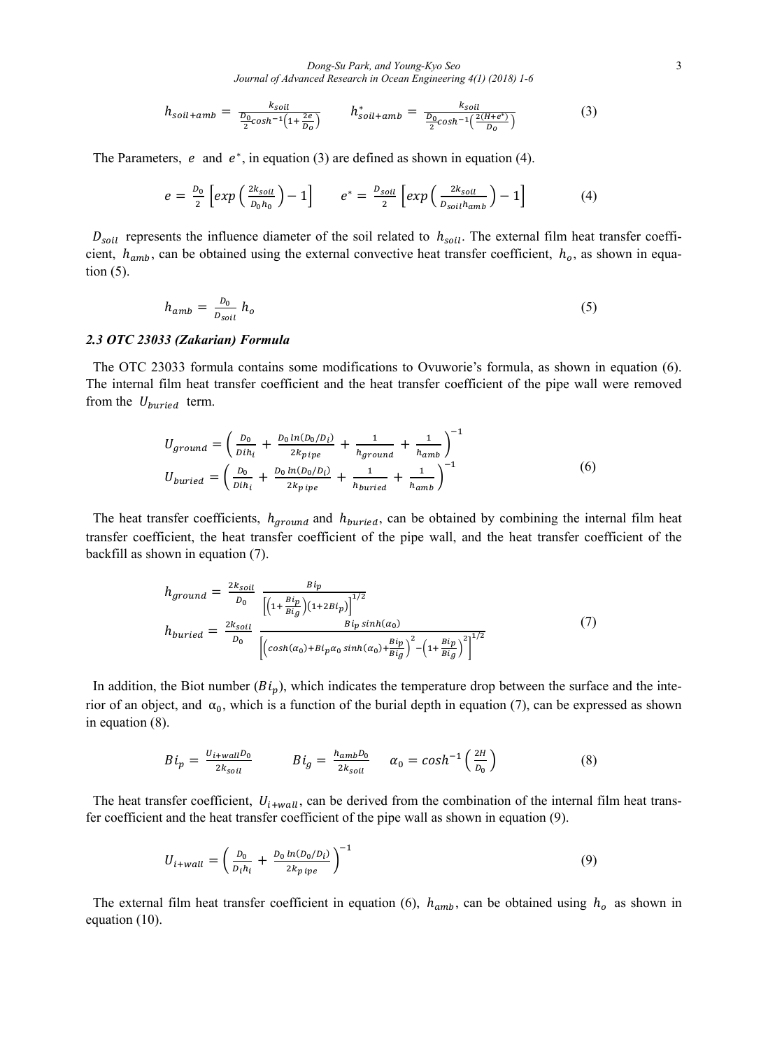$$h_{soil+amb} = \frac{k_{soil}}{\frac{D_0}{2}\cosh^{-1}\left(1+\frac{2e}{D_0}\right)} \qquad h^*_{soil+amb} = \frac{k_{soil}}{\frac{D_0}{2}\cosh^{-1}\left(\frac{2(H+e^*)}{D_0}\right)} \tag{3}$$

The Parameters, $e$ and $e^*$, in equation (3) are defined as shown in equation (4).

$$e = \frac{D_0}{2}\left[exp\left(\frac{2k_{soil}}{D_0 h_0}\right) - 1\right] \qquad e^* = \frac{D_{soil}}{2}\left[exp\left(\frac{2k_{soil}}{D_{soil} h_{amb}}\right) - 1\right] \tag{4}$$

$D_{soil}$ represents the influence diameter of the soil related to $h_{soil}$. The external film heat transfer coefficient, $h_{amb}$, can be obtained using the external convective heat transfer coefficient, $h_o$, as shown in equation (5).

$$h_{amb} = \frac{D_0}{D_{soil}} h_o \tag{5}$$

### *2.3 OTC 23033 (Zakarian) Formula*

The OTC 23033 formula contains some modifications to Ovuworie's formula, as shown in equation (6). The internal film heat transfer coefficient and the heat transfer coefficient of the pipe wall were removed from the $U_{buried}$ term.

$$\begin{aligned} U_{ground} &= \left(\frac{D_0}{Dih_i} + \frac{D_0 \ln(D_0/D_i)}{2k_{pipe}} + \frac{1}{h_{ground}} + \frac{1}{h_{amb}}\right)^{-1} \\ U_{buried} &= \left(\frac{D_0}{Dih_i} + \frac{D_0 \ln(D_0/D_i)}{2k_{pipe}} + \frac{1}{h_{buried}} + \frac{1}{h_{amb}}\right)^{-1} \end{aligned} \tag{6}$$

The heat transfer coefficients, $h_{ground}$ and $h_{buried}$, can be obtained by combining the internal film heat transfer coefficient, the heat transfer coefficient of the pipe wall, and the heat transfer coefficient of the backfill as shown in equation (7).

$$\begin{aligned} h_{ground} &= \frac{2k_{soil}}{D_0} \frac{Bi_p}{\left[\left(1+\frac{Bi_p}{Bi_g}\right)(1+2Bi_p)\right]^{1/2}} \\ h_{buried} &= \frac{2k_{soil}}{D_0} \frac{Bi_p \sinh(\alpha_0)}{\left[\left(\cosh(\alpha_0)+Bi_p\alpha_0 \sinh(\alpha_0)+\frac{Bi_p}{Bi_g}\right)^2 - \left(1+\frac{Bi_p}{Bi_g}\right)^2\right]^{1/2}} \end{aligned} \tag{7}$$

In addition, the Biot number ($Bi_p$), which indicates the temperature drop between the surface and the interior of an object, and $\alpha_0$, which is a function of the burial depth in equation (7), can be expressed as shown in equation (8).

$$Bi_p = \frac{U_{i+wall} D_0}{2k_{soil}} \qquad Bi_g = \frac{h_{amb} D_0}{2k_{soil}} \qquad \alpha_0 = \cosh^{-1}\left(\frac{2H}{D_0}\right) \tag{8}$$

The heat transfer coefficient, $U_{i+wall}$, can be derived from the combination of the internal film heat transfer coefficient and the heat transfer coefficient of the pipe wall as shown in equation (9).

$$U_{i+wall} = \left(\frac{D_0}{D_i h_i} + \frac{D_0 \ln(D_0/D_i)}{2k_{pipe}}\right)^{-1} \tag{9}$$

The external film heat transfer coefficient in equation (6), $h_{amb}$, can be obtained using $h_o$ as shown in equation (10).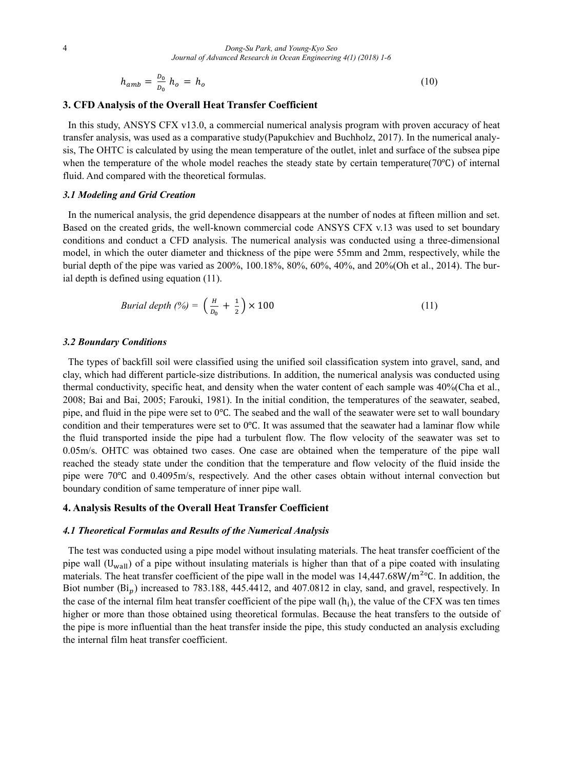$$h_{amb} = \frac{D_0}{D_0} h_o = h_o \tag{10}$$

## 3. CFD Analysis of the Overall Heat Transfer Coefficient

In this study, ANSYS CFX v13.0, a commercial numerical analysis program with proven accuracy of heat transfer analysis, was used as a comparative study(Papukchiev and Buchholz, 2017). In the numerical analysis, The OHTC is calculated by using the mean temperature of the outlet, inlet and surface of the subsea pipe when the temperature of the whole model reaches the steady state by certain temperature(70℃) of internal fluid. And compared with the theoretical formulas.

### *3.1 Modeling and Grid Creation*

In the numerical analysis, the grid dependence disappears at the number of nodes at fifteen million and set. Based on the created grids, the well-known commercial code ANSYS CFX v.13 was used to set boundary conditions and conduct a CFD analysis. The numerical analysis was conducted using a three-dimensional model, in which the outer diameter and thickness of the pipe were 55mm and 2mm, respectively, while the burial depth of the pipe was varied as 200%, 100.18%, 80%, 60%, 40%, and 20%(Oh et al., 2014). The burial depth is defined using equation (11).

$$\textit{Burial depth (\%)} = \left(\frac{H}{D_0} + \frac{1}{2}\right) \times 100 \tag{11}$$

### *3.2 Boundary Conditions*

The types of backfill soil were classified using the unified soil classification system into gravel, sand, and clay, which had different particle-size distributions. In addition, the numerical analysis was conducted using thermal conductivity, specific heat, and density when the water content of each sample was 40%(Cha et al., 2008; Bai and Bai, 2005; Farouki, 1981). In the initial condition, the temperatures of the seawater, seabed, pipe, and fluid in the pipe were set to 0℃. The seabed and the wall of the seawater were set to wall boundary condition and their temperatures were set to 0℃. It was assumed that the seawater had a laminar flow while the fluid transported inside the pipe had a turbulent flow. The flow velocity of the seawater was set to 0.05m/s. OHTC was obtained two cases. One case are obtained when the temperature of the pipe wall reached the steady state under the condition that the temperature and flow velocity of the fluid inside the pipe were 70℃ and 0.4095m/s, respectively. And the other cases obtain without internal convection but boundary condition of same temperature of inner pipe wall.

## 4. Analysis Results of the Overall Heat Transfer Coefficient

### *4.1 Theoretical Formulas and Results of the Numerical Analysis*

The test was conducted using a pipe model without insulating materials. The heat transfer coefficient of the pipe wall ($U_{wall}$) of a pipe without insulating materials is higher than that of a pipe coated with insulating materials. The heat transfer coefficient of the pipe wall in the model was 14,447.68$W/m^2$℃. In addition, the Biot number ($Bi_p$) increased to 783.188, 445.4412, and 407.0812 in clay, sand, and gravel, respectively. In the case of the internal film heat transfer coefficient of the pipe wall ($h_i$), the value of the CFX was ten times higher or more than those obtained using theoretical formulas. Because the heat transfers to the outside of the pipe is more influential than the heat transfer inside the pipe, this study conducted an analysis excluding the internal film heat transfer coefficient.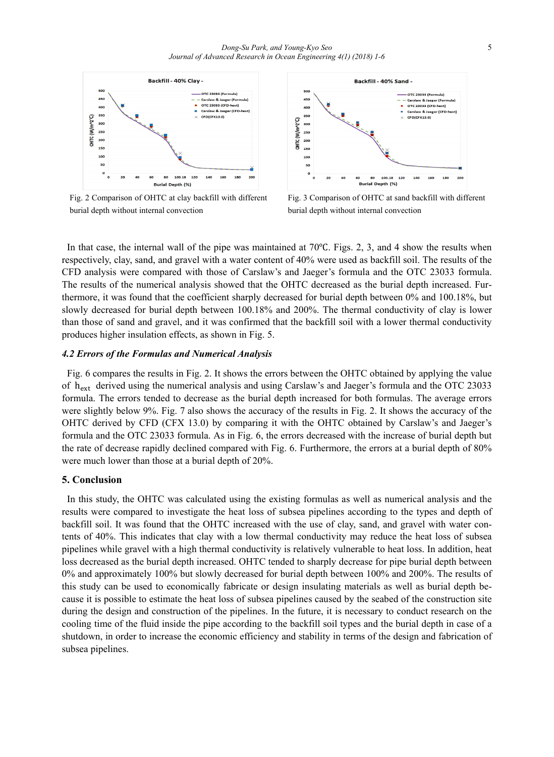Fig. 2 Comparison of OHTC at clay backfill with different burial depth without internal convection

Fig. 3 Comparison of OHTC at sand backfill with different burial depth without internal convection

In that case, the internal wall of the pipe was maintained at 70℃. Figs. 2, 3, and 4 show the results when respectively, clay, sand, and gravel with a water content of 40% were used as backfill soil. The results of the CFD analysis were compared with those of Carslaw's and Jaeger's formula and the OTC 23033 formula. The results of the numerical analysis showed that the OHTC decreased as the burial depth increased. Furthermore, it was found that the coefficient sharply decreased for burial depth between 0% and 100.18%, but slowly decreased for burial depth between 100.18% and 200%. The thermal conductivity of clay is lower than those of sand and gravel, and it was confirmed that the backfill soil with a lower thermal conductivity produces higher insulation effects, as shown in Fig. 5.

### *4.2 Errors of the Formulas and Numerical Analysis*

Fig. 6 compares the results in Fig. 2. It shows the errors between the OHTC obtained by applying the value of $h_{ext}$ derived using the numerical analysis and using Carslaw's and Jaeger's formula and the OTC 23033 formula. The errors tended to decrease as the burial depth increased for both formulas. The average errors were slightly below 9%. Fig. 7 also shows the accuracy of the results in Fig. 2. It shows the accuracy of the OHTC derived by CFD (CFX 13.0) by comparing it with the OHTC obtained by Carslaw's and Jaeger's formula and the OTC 23033 formula. As in Fig. 6, the errors decreased with the increase of burial depth but the rate of decrease rapidly declined compared with Fig. 6. Furthermore, the errors at a burial depth of 80% were much lower than those at a burial depth of 20%.

## 5. Conclusion

In this study, the OHTC was calculated using the existing formulas as well as numerical analysis and the results were compared to investigate the heat loss of subsea pipelines according to the types and depth of backfill soil. It was found that the OHTC increased with the use of clay, sand, and gravel with water contents of 40%. This indicates that clay with a low thermal conductivity may reduce the heat loss of subsea pipelines while gravel with a high thermal conductivity is relatively vulnerable to heat loss. In addition, heat loss decreased as the burial depth increased. OHTC tended to sharply decrease for pipe burial depth between 0% and approximately 100% but slowly decreased for burial depth between 100% and 200%. The results of this study can be used to economically fabricate or design insulating materials as well as burial depth because it is possible to estimate the heat loss of subsea pipelines caused by the seabed of the construction site during the design and construction of the pipelines. In the future, it is necessary to conduct research on the cooling time of the fluid inside the pipe according to the backfill soil types and the burial depth in case of a shutdown, in order to increase the economic efficiency and stability in terms of the design and fabrication of subsea pipelines.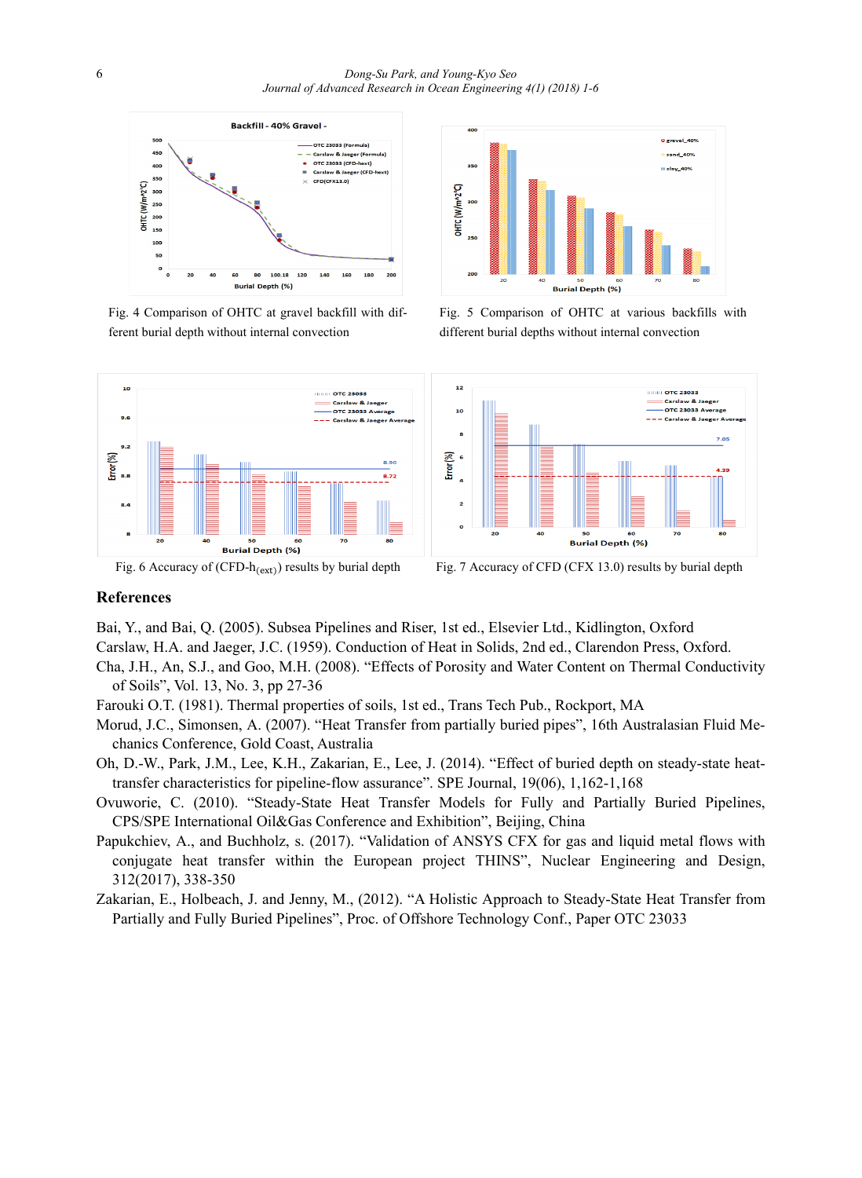Backfill - 40% Gravel -

OTC 23033 (Formula)
Carslaw & Jaeger (Formula)
OTC 23033 (CFD-hext)
Carslaw & Jaeger (CFD-hext)
CFD(CFX13.0)

OHTC (W/m^2°C)

Burial Depth (%)

Fig. 4 Comparison of OHTC at gravel backfill with different burial depth without internal convection

gravel_40%
sand_40%
clay_40%

OHTC (W/m^2°C)

Burial Depth (%)

Fig. 5 Comparison of OHTC at various backfills with different burial depths without internal convection

OTC 23033
Carslaw & Jaeger
OTC 23033 Average
Carslaw & Jaeger Average

8.90
8.72

Error (%)

Burial Depth (%)

Fig. 6 Accuracy of (CFD-$h_{(ext)}$) results by burial depth

OTC 23033
Carslaw & Jaeger
OTC 23033 Average
Carslaw & Jaeger Average

7.05
4.39

Error (%)

Burial Depth (%)

Fig. 7 Accuracy of CFD (CFX 13.0) results by burial depth

## References

Bai, Y., and Bai, Q. (2005). Subsea Pipelines and Riser, 1st ed., Elsevier Ltd., Kidlington, Oxford

Carslaw, H.A. and Jaeger, J.C. (1959). Conduction of Heat in Solids, 2nd ed., Clarendon Press, Oxford.

Cha, J.H., An, S.J., and Goo, M.H. (2008). "Effects of Porosity and Water Content on Thermal Conductivity of Soils", Vol. 13, No. 3, pp 27-36

Farouki O.T. (1981). Thermal properties of soils, 1st ed., Trans Tech Pub., Rockport, MA

Morud, J.C., Simonsen, A. (2007). "Heat Transfer from partially buried pipes", 16th Australasian Fluid Mechanics Conference, Gold Coast, Australia

Oh, D.-W., Park, J.M., Lee, K.H., Zakarian, E., Lee, J. (2014). "Effect of buried depth on steady-state heat-transfer characteristics for pipeline-flow assurance". SPE Journal, 19(06), 1,162-1,168

Ovuworie, C. (2010). "Steady-State Heat Transfer Models for Fully and Partially Buried Pipelines, CPS/SPE International Oil&Gas Conference and Exhibition", Beijing, China

Papukchiev, A., and Buchholz, s. (2017). "Validation of ANSYS CFX for gas and liquid metal flows with conjugate heat transfer within the European project THINS", Nuclear Engineering and Design, 312(2017), 338-350

Zakarian, E., Holbeach, J. and Jenny, M., (2012). "A Holistic Approach to Steady-State Heat Transfer from Partially and Fully Buried Pipelines", Proc. of Offshore Technology Conf., Paper OTC 23033